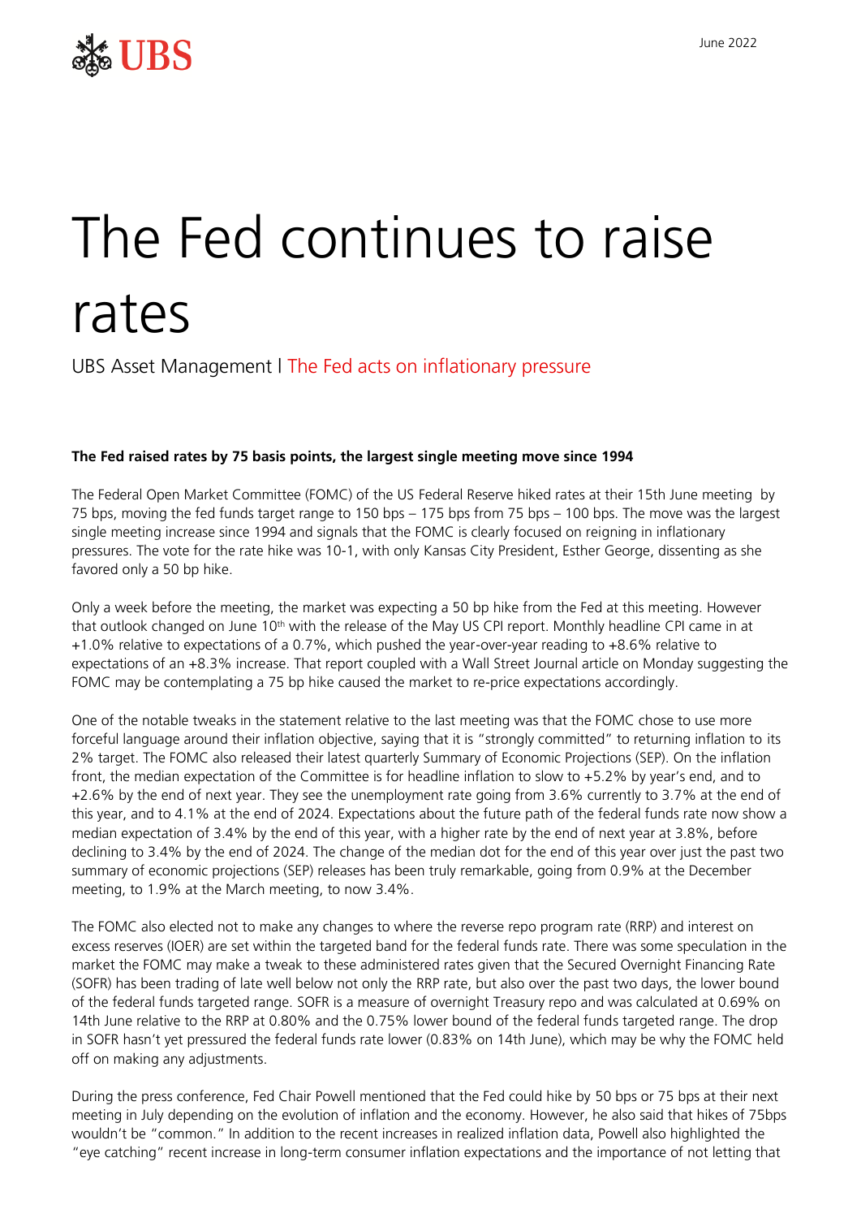# The Fed continues to raise rates

UBS Asset Management I The Fed acts on inflationary pressure

**The Fed raised rates by 75 basis points, the largest single meeting move since 1994**

The Federal Open Market Committee (FOMC) of the US Federal Reserve hiked rates at their 15th June meeting by 75 bps, moving the fed funds target range to 150 bps – 175 bps from 75 bps – 100 bps. The move was the largest single meeting increase since 1994 and signals that the FOMC is clearly focused on reigning in inflationary pressures. The vote for the rate hike was 10-1, with only Kansas City President, Esther George, dissenting as she favored only a 50 bp hike.

Only a week before the meeting, the market was expecting a 50 bp hike from the Fed at this meeting. However that outlook changed on June 10th with the release of the May US CPI report. Monthly headline CPI came in at +1.0% relative to expectations of a 0.7%, which pushed the year-over-year reading to +8.6% relative to expectations of an +8.3% increase. That report coupled with a Wall Street Journal article on Monday suggesting the FOMC may be contemplating a 75 bp hike caused the market to re-price expectations accordingly.

One of the notable tweaks in the statement relative to the last meeting was that the FOMC chose to use more forceful language around their inflation objective, saying that it is "strongly committed" to returning inflation to its 2% target. The FOMC also released their latest quarterly Summary of Economic Projections (SEP). On the inflation front, the median expectation of the Committee is for headline inflation to slow to +5.2% by year's end, and to +2.6% by the end of next year. They see the unemployment rate going from 3.6% currently to 3.7% at the end of this year, and to 4.1% at the end of 2024. Expectations about the future path of the federal funds rate now show a median expectation of 3.4% by the end of this year, with a higher rate by the end of next year at 3.8%, before declining to 3.4% by the end of 2024. The change of the median dot for the end of this year over just the past two summary of economic projections (SEP) releases has been truly remarkable, going from 0.9% at the December meeting, to 1.9% at the March meeting, to now 3.4%.

The FOMC also elected not to make any changes to where the reverse repo program rate (RRP) and interest on excess reserves (IOER) are set within the targeted band for the federal funds rate. There was some speculation in the market the FOMC may make a tweak to these administered rates given that the Secured Overnight Financing Rate (SOFR) has been trading of late well below not only the RRP rate, but also over the past two days, the lower bound of the federal funds targeted range. SOFR is a measure of overnight Treasury repo and was calculated at 0.69% on 14th June relative to the RRP at 0.80% and the 0.75% lower bound of the federal funds targeted range. The drop in SOFR hasn't yet pressured the federal funds rate lower (0.83% on 14th June), which may be why the FOMC held off on making any adjustments.

During the press conference, Fed Chair Powell mentioned that the Fed could hike by 50 bps or 75 bps at their next meeting in July depending on the evolution of inflation and the economy. However, he also said that hikes of 75bps wouldn't be "common." In addition to the recent increases in realized inflation data, Powell also highlighted the "eye catching" recent increase in long-term consumer inflation expectations and the importance of not letting that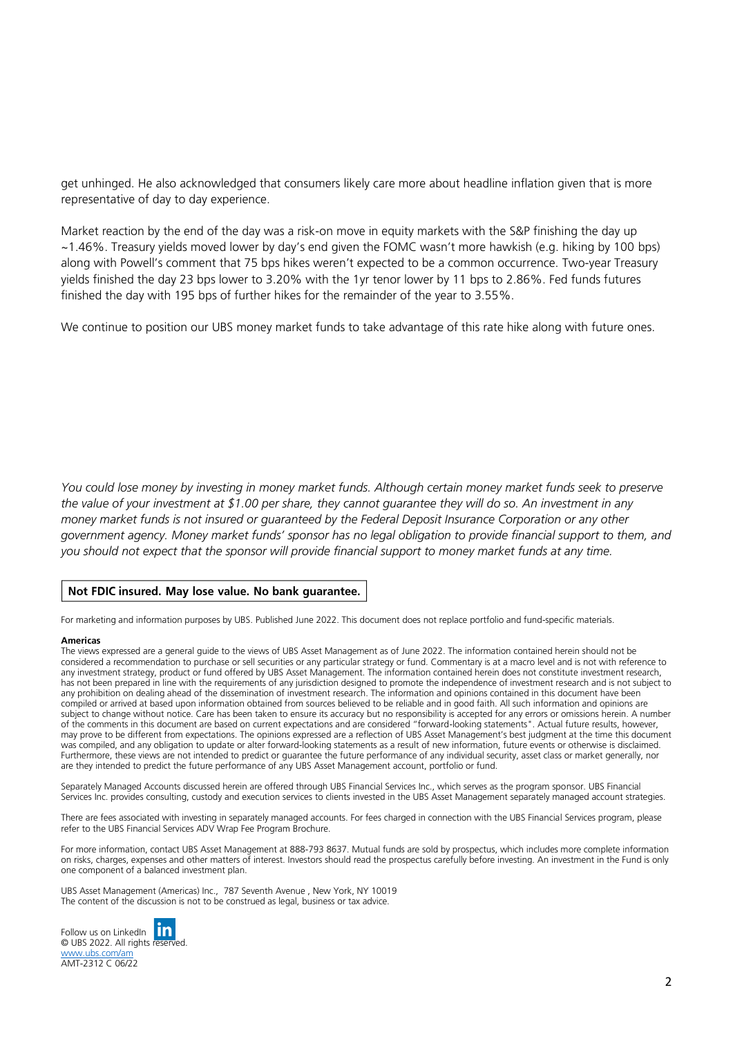get unhinged. He also acknowledged that consumers likely care more about headline inflation given that is more representative of day to day experience.

Market reaction by the end of the day was a risk-on move in equity markets with the S&P finishing the day up ~1.46%. Treasury yields moved lower by day's end given the FOMC wasn't more hawkish (e.g. hiking by 100 bps) along with Powell's comment that 75 bps hikes weren't expected to be a common occurrence. Two-year Treasury yields finished the day 23 bps lower to 3.20% with the 1yr tenor lower by 11 bps to 2.86%. Fed funds futures finished the day with 195 bps of further hikes for the remainder of the year to 3.55%.

We continue to position our UBS money market funds to take advantage of this rate hike along with future ones.

*You could lose money by investing in money market funds. Although certain money market funds seek to preserve the value of your investment at $1.00 per share, they cannot guarantee they will do so. An investment in any money market funds is not insured or guaranteed by the Federal Deposit Insurance Corporation or any other government agency. Money market funds' sponsor has no legal obligation to provide financial support to them, and you should not expect that the sponsor will provide financial support to money market funds at any time.*

**Not FDIC insured. May lose value. No bank guarantee.**

For marketing and information purposes by UBS. Published June 2022. This document does not replace portfolio and fund-specific materials.

**Americas**

The views expressed are a general guide to the views of UBS Asset Management as of June 2022. The information contained herein should not be considered a recommendation to purchase or sell securities or any particular strategy or fund. Commentary is at a macro level and is not with reference to any investment strategy, product or fund offered by UBS Asset Management. The information contained herein does not constitute investment research, has not been prepared in line with the requirements of any jurisdiction designed to promote the independence of investment research and is not subject to any prohibition on dealing ahead of the dissemination of investment research. The information and opinions contained in this document have been compiled or arrived at based upon information obtained from sources believed to be reliable and in good faith. All such information and opinions are subject to change without notice. Care has been taken to ensure its accuracy but no responsibility is accepted for any errors or omissions herein. A number of the comments in this document are based on current expectations and are considered "forward-looking statements". Actual future results, however, may prove to be different from expectations. The opinions expressed are a reflection of UBS Asset Management's best judgment at the time this document was compiled, and any obligation to update or alter forward-looking statements as a result of new information, future events or otherwise is disclaimed. Furthermore, these views are not intended to predict or guarantee the future performance of any individual security, asset class or market generally, nor are they intended to predict the future performance of any UBS Asset Management account, portfolio or fund.

Separately Managed Accounts discussed herein are offered through UBS Financial Services Inc., which serves as the program sponsor. UBS Financial Services Inc. provides consulting, custody and execution services to clients invested in the UBS Asset Management separately managed account strategies.

There are fees associated with investing in separately managed accounts. For fees charged in connection with the UBS Financial Services program, please refer to the UBS Financial Services ADV Wrap Fee Program Brochure.

For more information, contact UBS Asset Management at 888-793 8637. Mutual funds are sold by prospectus, which includes more complete information on risks, charges, expenses and other matters of interest. Investors should read the prospectus carefully before investing. An investment in the Fund is only one component of a balanced investment plan.

UBS Asset Management (Americas) Inc., 787 Seventh Avenue , New York, NY 10019
The content of the discussion is not to be construed as legal, business or tax advice.

Follow us on LinkedIn
© UBS 2022. All rights reserved.
www.ubs.com/am
AMT-2312 C 06/22